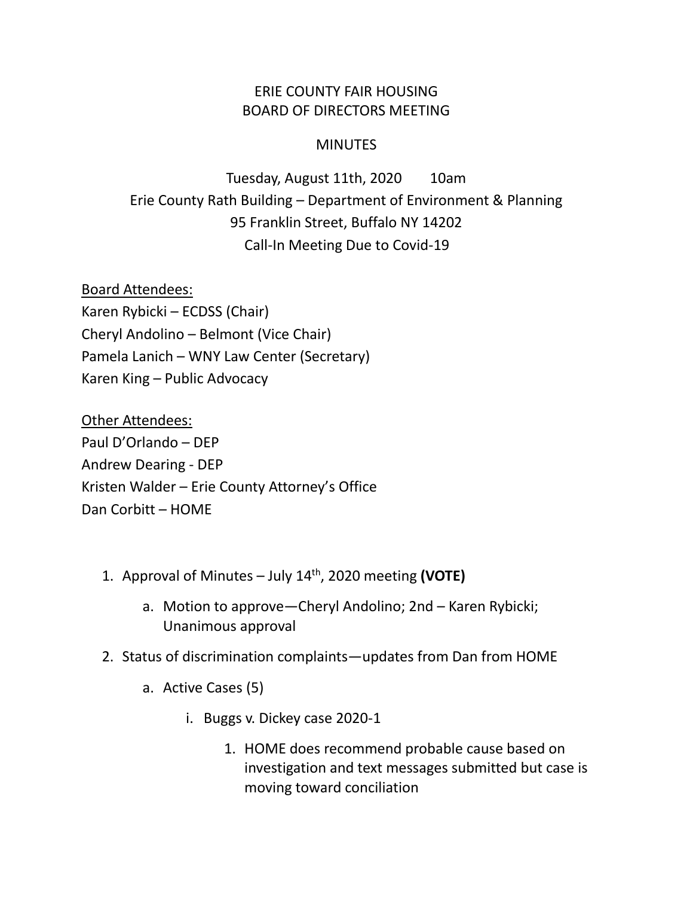# ERIE COUNTY FAIR HOUSING
# BOARD OF DIRECTORS MEETING

## MINUTES

Tuesday, August 11th, 2020 10am
Erie County Rath Building – Department of Environment & Planning
95 Franklin Street, Buffalo NY 14202
Call-In Meeting Due to Covid-19

Board Attendees:
Karen Rybicki – ECDSS (Chair)
Cheryl Andolino – Belmont (Vice Chair)
Pamela Lanich – WNY Law Center (Secretary)
Karen King – Public Advocacy

Other Attendees:
Paul D'Orlando – DEP
Andrew Dearing - DEP
Kristen Walder – Erie County Attorney's Office
Dan Corbitt – HOME

1. Approval of Minutes – July 14th, 2020 meeting **(VOTE)**
   a. Motion to approve—Cheryl Andolino; 2nd – Karen Rybicki; Unanimous approval
2. Status of discrimination complaints—updates from Dan from HOME
   a. Active Cases (5)
      i. Buggs v. Dickey case 2020-1
         1. HOME does recommend probable cause based on investigation and text messages submitted but case is moving toward conciliation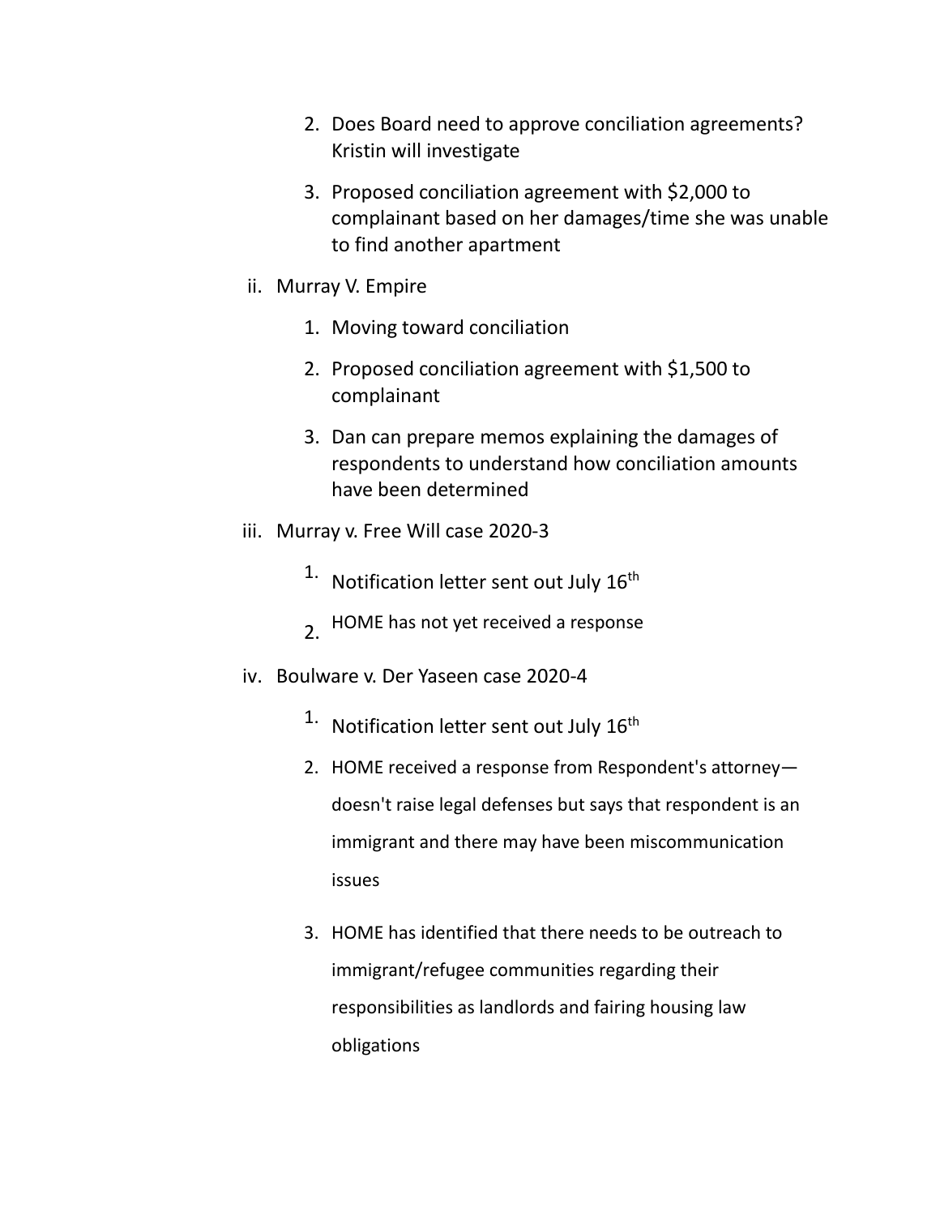2. Does Board need to approve conciliation agreements? Kristin will investigate
3. Proposed conciliation agreement with $2,000 to complainant based on her damages/time she was unable to find another apartment

ii. Murray V. Empire

1. Moving toward conciliation
2. Proposed conciliation agreement with $1,500 to complainant
3. Dan can prepare memos explaining the damages of respondents to understand how conciliation amounts have been determined

iii. Murray v. Free Will case 2020-3

1. Notification letter sent out July 16th
2. HOME has not yet received a response

iv. Boulware v. Der Yaseen case 2020-4

1. Notification letter sent out July 16th
2. HOME received a response from Respondent's attorney—doesn't raise legal defenses but says that respondent is an immigrant and there may have been miscommunication issues
3. HOME has identified that there needs to be outreach to immigrant/refugee communities regarding their responsibilities as landlords and fairing housing law obligations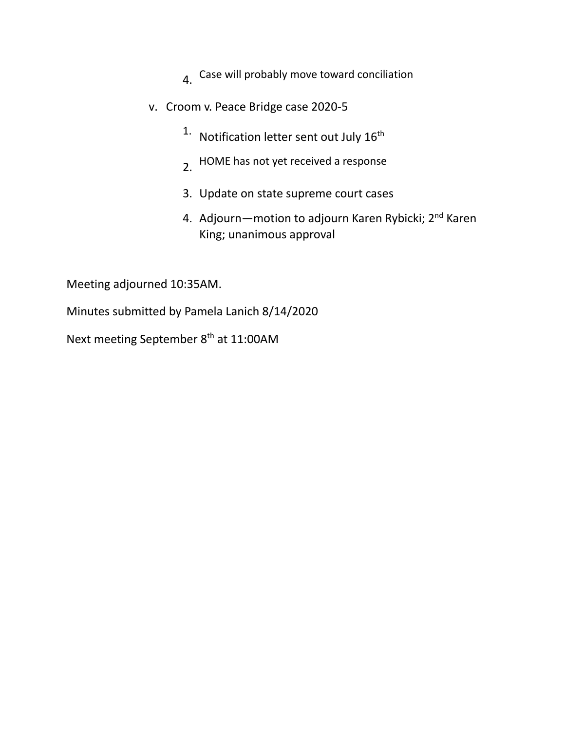4. Case will probably move toward conciliation

v. Croom v. Peace Bridge case 2020-5

1. Notification letter sent out July 16th
2. HOME has not yet received a response
3. Update on state supreme court cases
4. Adjourn—motion to adjourn Karen Rybicki; 2nd Karen King; unanimous approval

Meeting adjourned 10:35AM.

Minutes submitted by Pamela Lanich 8/14/2020

Next meeting September 8th at 11:00AM